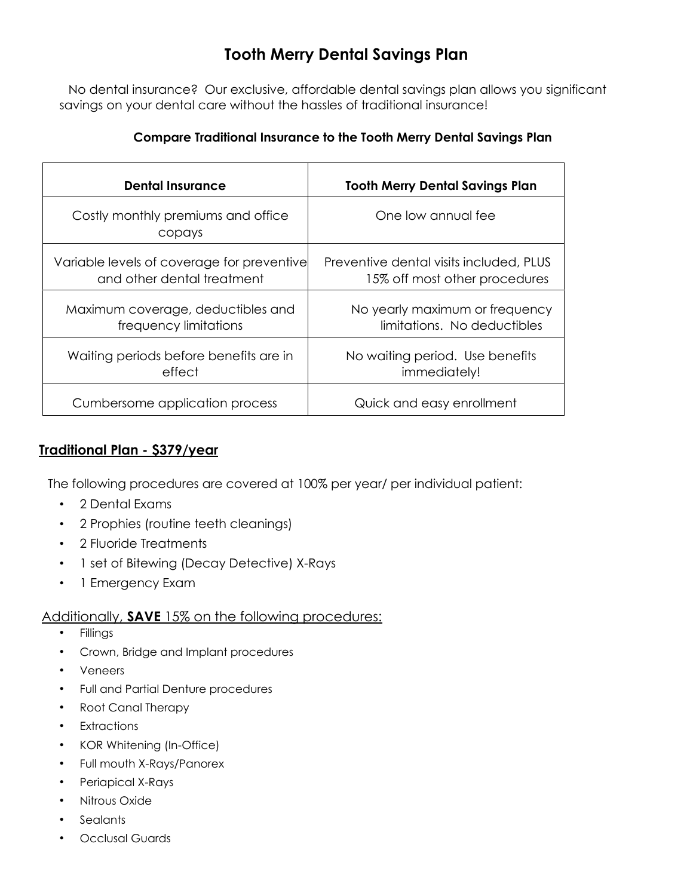# Tooth Merry Dental Savings Plan

No dental insurance? Our exclusive, affordable dental savings plan allows you significant savings on your dental care without the hassles of traditional insurance!

**Compare Traditional Insurance to the Tooth Merry Dental Savings Plan**

| Dental Insurance | Tooth Merry Dental Savings Plan |
|---|---|
| Costly monthly premiums and office copays | One low annual fee |
| Variable levels of coverage for preventive and other dental treatment | Preventive dental visits included, PLUS 15% off most other procedures |
| Maximum coverage, deductibles and frequency limitations | No yearly maximum or frequency limitations. No deductibles |
| Waiting periods before benefits are in effect | No waiting period. Use benefits immediately! |
| Cumbersome application process | Quick and easy enrollment |

## Traditional Plan - $379/year

The following procedures are covered at 100% per year/ per individual patient:

- 2 Dental Exams
- 2 Prophies (routine teeth cleanings)
- 2 Fluoride Treatments
- 1 set of Bitewing (Decay Detective) X-Rays
- 1 Emergency Exam

Additionally, **SAVE** 15% on the following procedures:

- Fillings
- Crown, Bridge and Implant procedures
- Veneers
- Full and Partial Denture procedures
- Root Canal Therapy
- Extractions
- KOR Whitening (In-Office)
- Full mouth X-Rays/Panorex
- Periapical X-Rays
- Nitrous Oxide
- Sealants
- Occlusal Guards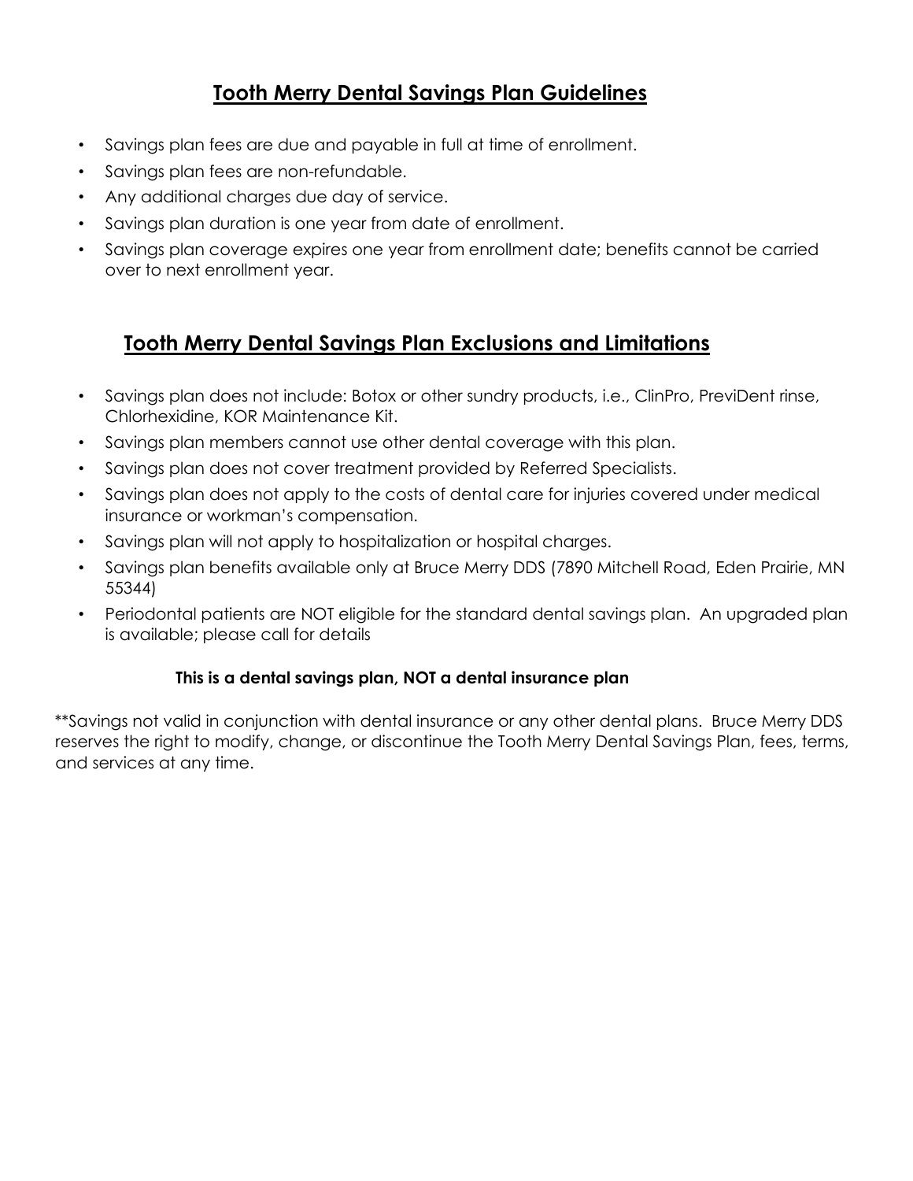## Tooth Merry Dental Savings Plan Guidelines

- Savings plan fees are due and payable in full at time of enrollment.
- Savings plan fees are non-refundable.
- Any additional charges due day of service.
- Savings plan duration is one year from date of enrollment.
- Savings plan coverage expires one year from enrollment date; benefits cannot be carried over to next enrollment year.

## Tooth Merry Dental Savings Plan Exclusions and Limitations

- Savings plan does not include: Botox or other sundry products, i.e., ClinPro, PreviDent rinse, Chlorhexidine, KOR Maintenance Kit.
- Savings plan members cannot use other dental coverage with this plan.
- Savings plan does not cover treatment provided by Referred Specialists.
- Savings plan does not apply to the costs of dental care for injuries covered under medical insurance or workman's compensation.
- Savings plan will not apply to hospitalization or hospital charges.
- Savings plan benefits available only at Bruce Merry DDS (7890 Mitchell Road, Eden Prairie, MN 55344)
- Periodontal patients are NOT eligible for the standard dental savings plan. An upgraded plan is available; please call for details

**This is a dental savings plan, NOT a dental insurance plan**

**Savings not valid in conjunction with dental insurance or any other dental plans. Bruce Merry DDS reserves the right to modify, change, or discontinue the Tooth Merry Dental Savings Plan, fees, terms, and services at any time.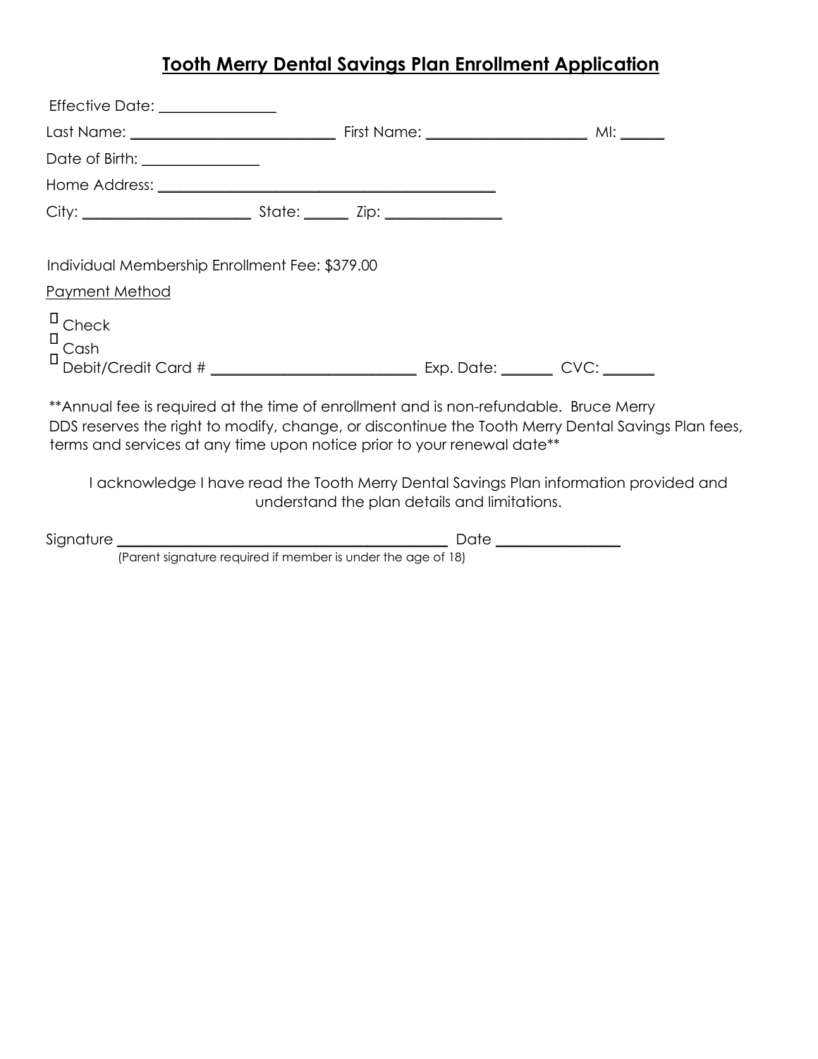# Tooth Merry Dental Savings Plan Enrollment Application

Effective Date: _______________

Last Name: ___________________________ First Name: _____________________ MI: ______

Date of Birth: _______________

Home Address: _____________________________________________

City: ______________________ State: ______ Zip: _______________

Individual Membership Enrollment Fee: $379.00

Payment Method

- ☐ Check
- ☐ Cash
- ☐ Debit/Credit Card # ___________________________ Exp. Date: _______ CVC: _______

**Annual fee is required at the time of enrollment and is non-refundable. Bruce Merry DDS reserves the right to modify, change, or discontinue the Tooth Merry Dental Savings Plan fees, terms and services at any time upon notice prior to your renewal date**

I acknowledge I have read the Tooth Merry Dental Savings Plan information provided and understand the plan details and limitations.

Signature _____________________________________________ Date ________________

(Parent signature required if member is under the age of 18)